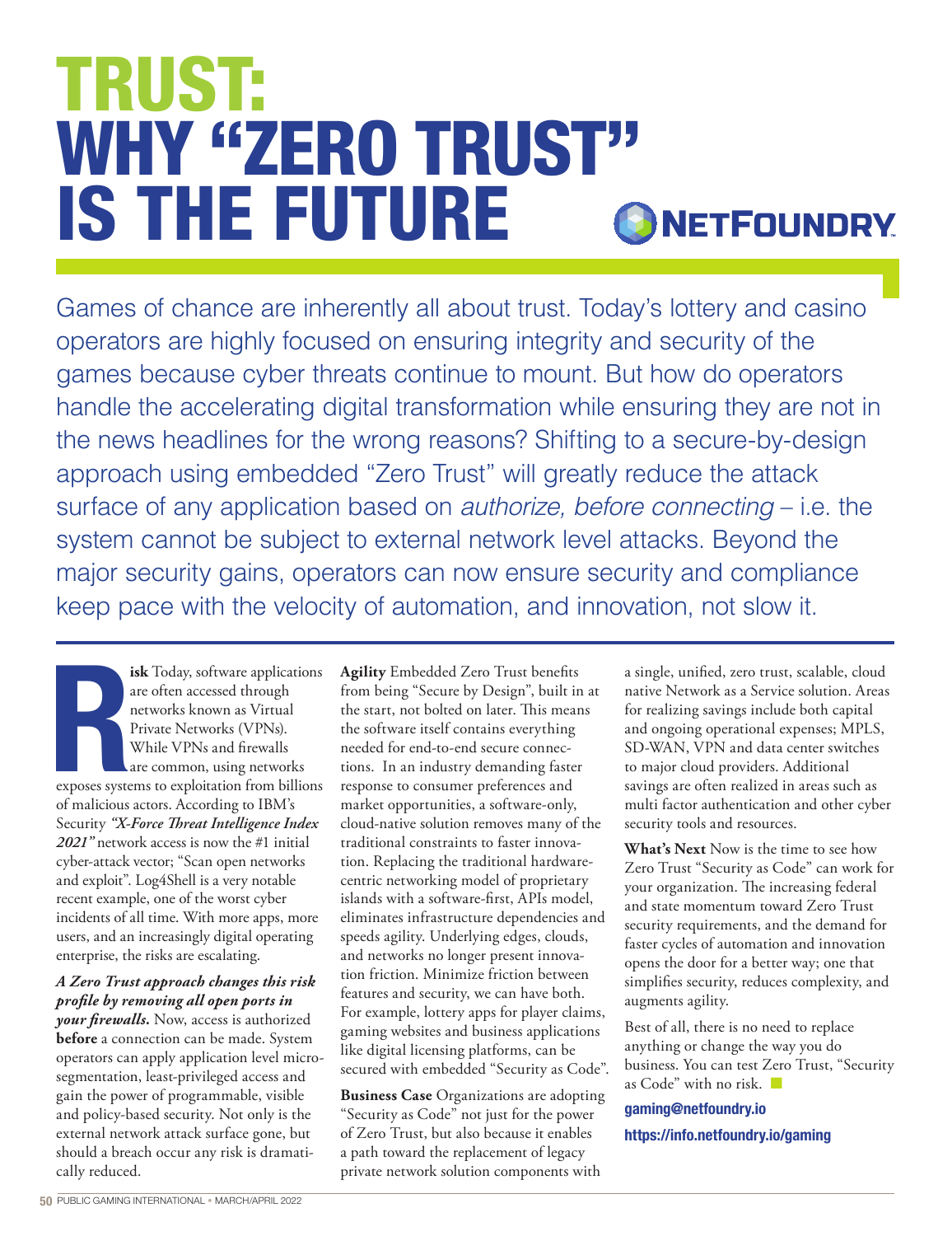# TRUST: WHY "ZERO TRUST" IS THE FUTURE

NETFOUNDRY

Games of chance are inherently all about trust. Today's lottery and casino operators are highly focused on ensuring integrity and security of the games because cyber threats continue to mount. But how do operators handle the accelerating digital transformation while ensuring they are not in the news headlines for the wrong reasons? Shifting to a secure-by-design approach using embedded "Zero Trust" will greatly reduce the attack surface of any application based on *authorize, before connecting* – i.e. the system cannot be subject to external network level attacks. Beyond the major security gains, operators can now ensure security and compliance keep pace with the velocity of automation, and innovation, not slow it.

**Risk** Today, software applications are often accessed through networks known as Virtual Private Networks (VPNs). While VPNs and firewalls are common, using networks exposes systems to exploitation from billions of malicious actors. According to IBM's Security ***"X-Force Threat Intelligence Index 2021"*** network access is now the #1 initial cyber-attack vector; "Scan open networks and exploit". Log4Shell is a very notable recent example, one of the worst cyber incidents of all time. With more apps, more users, and an increasingly digital operating enterprise, the risks are escalating.

***A Zero Trust approach changes this risk profile by removing all open ports in your firewalls.*** Now, access is authorized **before** a connection can be made. System operators can apply application level micro-segmentation, least-privileged access and gain the power of programmable, visible and policy-based security. Not only is the external network attack surface gone, but should a breach occur any risk is dramatically reduced.

**Agility** Embedded Zero Trust benefits from being "Secure by Design", built in at the start, not bolted on later. This means the software itself contains everything needed for end-to-end secure connections. In an industry demanding faster response to consumer preferences and market opportunities, a software-only, cloud-native solution removes many of the traditional constraints to faster innovation. Replacing the traditional hardware-centric networking model of proprietary islands with a software-first, APIs model, eliminates infrastructure dependencies and speeds agility. Underlying edges, clouds, and networks no longer present innovation friction. Minimize friction between features and security, we can have both. For example, lottery apps for player claims, gaming websites and business applications like digital licensing platforms, can be secured with embedded "Security as Code".

**Business Case** Organizations are adopting "Security as Code" not just for the power of Zero Trust, but also because it enables a path toward the replacement of legacy private network solution components with a single, unified, zero trust, scalable, cloud native Network as a Service solution. Areas for realizing savings include both capital and ongoing operational expenses; MPLS, SD-WAN, VPN and data center switches to major cloud providers. Additional savings are often realized in areas such as multi factor authentication and other cyber security tools and resources.

**What's Next** Now is the time to see how Zero Trust "Security as Code" can work for your organization. The increasing federal and state momentum toward Zero Trust security requirements, and the demand for faster cycles of automation and innovation opens the door for a better way; one that simplifies security, reduces complexity, and augments agility.

Best of all, there is no need to replace anything or change the way you do business. You can test Zero Trust, "Security as Code" with no risk.

**gaming@netfoundry.io**

**https://info.netfoundry.io/gaming**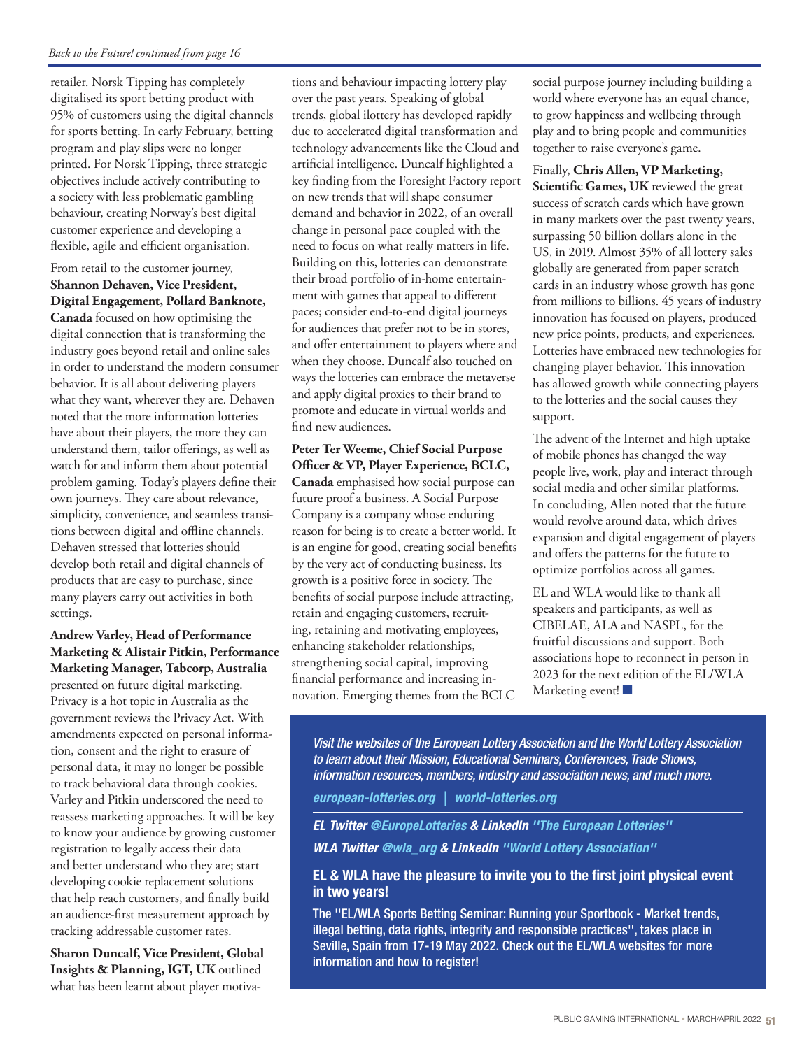*Back to the Future! continued from page 16*

retailer. Norsk Tipping has completely digitalised its sport betting product with 95% of customers using the digital channels for sports betting. In early February, betting program and play slips were no longer printed. For Norsk Tipping, three strategic objectives include actively contributing to a society with less problematic gambling behaviour, creating Norway's best digital customer experience and developing a flexible, agile and efficient organisation.

From retail to the customer journey, **Shannon Dehaven, Vice President, Digital Engagement, Pollard Banknote, Canada** focused on how optimising the digital connection that is transforming the industry goes beyond retail and online sales in order to understand the modern consumer behavior. It is all about delivering players what they want, wherever they are. Dehaven noted that the more information lotteries have about their players, the more they can understand them, tailor offerings, as well as watch for and inform them about potential problem gaming. Today's players define their own journeys. They care about relevance, simplicity, convenience, and seamless transitions between digital and offline channels. Dehaven stressed that lotteries should develop both retail and digital channels of products that are easy to purchase, since many players carry out activities in both settings.

**Andrew Varley, Head of Performance Marketing & Alistair Pitkin, Performance Marketing Manager, Tabcorp, Australia** presented on future digital marketing. Privacy is a hot topic in Australia as the government reviews the Privacy Act. With amendments expected on personal information, consent and the right to erasure of personal data, it may no longer be possible to track behavioral data through cookies. Varley and Pitkin underscored the need to reassess marketing approaches. It will be key to know your audience by growing customer registration to legally access their data and better understand who they are; start developing cookie replacement solutions that help reach customers, and finally build an audience-first measurement approach by tracking addressable customer rates.

**Sharon Duncalf, Vice President, Global Insights & Planning, IGT, UK** outlined what has been learnt about player motivations and behaviour impacting lottery play over the past years. Speaking of global trends, global ilottery has developed rapidly due to accelerated digital transformation and technology advancements like the Cloud and artificial intelligence. Duncalf highlighted a key finding from the Foresight Factory report on new trends that will shape consumer demand and behavior in 2022, of an overall change in personal pace coupled with the need to focus on what really matters in life. Building on this, lotteries can demonstrate their broad portfolio of in-home entertainment with games that appeal to different paces; consider end-to-end digital journeys for audiences that prefer not to be in stores, and offer entertainment to players where and when they choose. Duncalf also touched on ways the lotteries can embrace the metaverse and apply digital proxies to their brand to promote and educate in virtual worlds and find new audiences.

**Peter Ter Weeme, Chief Social Purpose Officer & VP, Player Experience, BCLC, Canada** emphasised how social purpose can future proof a business. A Social Purpose Company is a company whose enduring reason for being is to create a better world. It is an engine for good, creating social benefits by the very act of conducting business. Its growth is a positive force in society. The benefits of social purpose include attracting, retain and engaging customers, recruiting, retaining and motivating employees, enhancing stakeholder relationships, strengthening social capital, improving financial performance and increasing innovation. Emerging themes from the BCLC social purpose journey including building a world where everyone has an equal chance, to grow happiness and wellbeing through play and to bring people and communities together to raise everyone's game.

Finally, **Chris Allen, VP Marketing, Scientific Games, UK** reviewed the great success of scratch cards which have grown in many markets over the past twenty years, surpassing 50 billion dollars alone in the US, in 2019. Almost 35% of all lottery sales globally are generated from paper scratch cards in an industry whose growth has gone from millions to billions. 45 years of industry innovation has focused on players, produced new price points, products, and experiences. Lotteries have embraced new technologies for changing player behavior. This innovation has allowed growth while connecting players to the lotteries and the social causes they support.

The advent of the Internet and high uptake of mobile phones has changed the way people live, work, play and interact through social media and other similar platforms. In concluding, Allen noted that the future would revolve around data, which drives expansion and digital engagement of players and offers the patterns for the future to optimize portfolios across all games.

EL and WLA would like to thank all speakers and participants, as well as CIBELAE, ALA and NASPL, for the fruitful discussions and support. Both associations hope to reconnect in person in 2023 for the next edition of the EL/WLA Marketing event! ■

*Visit the websites of the European Lottery Association and the World Lottery Association to learn about their Mission, Educational Seminars, Conferences, Trade Shows, information resources, members, industry and association news, and much more.*

***european-lotteries.org | world-lotteries.org***

***EL Twitter @EuropeLotteries & LinkedIn "The European Lotteries"***

***WLA Twitter @wla_org & LinkedIn "World Lottery Association"***

**EL & WLA have the pleasure to invite you to the first joint physical event in two years!**

The "EL/WLA Sports Betting Seminar: Running your Sportbook - Market trends, illegal betting, data rights, integrity and responsible practices", takes place in Seville, Spain from 17-19 May 2022. Check out the EL/WLA websites for more information and how to register!